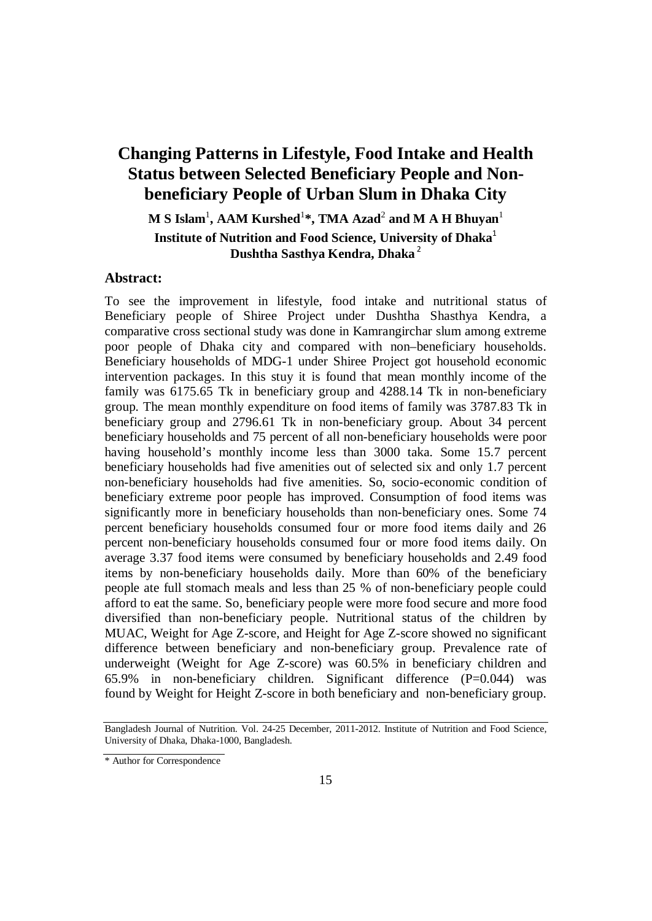# Changing Patterns in Lifestyle, Food Intake and Health Status between Selected Beneficiary People and Non-beneficiary People of Urban Slum in Dhaka City

**M S Islam[1], AAM Kurshed[1]*, TMA Azad[2] and M A H Bhuyan[1]**

**Institute of Nutrition and Food Science, University of Dhaka[1]**

**Dushtha Sasthya Kendra, Dhaka[2]**

## Abstract:

To see the improvement in lifestyle, food intake and nutritional status of Beneficiary people of Shiree Project under Dushtha Shasthya Kendra, a comparative cross sectional study was done in Kamrangirchar slum among extreme poor people of Dhaka city and compared with non–beneficiary households. Beneficiary households of MDG-1 under Shiree Project got household economic intervention packages. In this stuy it is found that mean monthly income of the family was 6175.65 Tk in beneficiary group and 4288.14 Tk in non-beneficiary group. The mean monthly expenditure on food items of family was 3787.83 Tk in beneficiary group and 2796.61 Tk in non-beneficiary group. About 34 percent beneficiary households and 75 percent of all non-beneficiary households were poor having household's monthly income less than 3000 taka. Some 15.7 percent beneficiary households had five amenities out of selected six and only 1.7 percent non-beneficiary households had five amenities. So, socio-economic condition of beneficiary extreme poor people has improved. Consumption of food items was significantly more in beneficiary households than non-beneficiary ones. Some 74 percent beneficiary households consumed four or more food items daily and 26 percent non-beneficiary households consumed four or more food items daily. On average 3.37 food items were consumed by beneficiary households and 2.49 food items by non-beneficiary households daily. More than 60% of the beneficiary people ate full stomach meals and less than 25 % of non-beneficiary people could afford to eat the same. So, beneficiary people were more food secure and more food diversified than non-beneficiary people. Nutritional status of the children by MUAC, Weight for Age Z-score, and Height for Age Z-score showed no significant difference between beneficiary and non-beneficiary group. Prevalence rate of underweight (Weight for Age Z-score) was 60.5% in beneficiary children and 65.9% in non-beneficiary children. Significant difference ($P=0.044$) was found by Weight for Height Z-score in both beneficiary and non-beneficiary group.

---

Bangladesh Journal of Nutrition. Vol. 24-25 December, 2011-2012. Institute of Nutrition and Food Science, University of Dhaka, Dhaka-1000, Bangladesh.

\* Author for Correspondence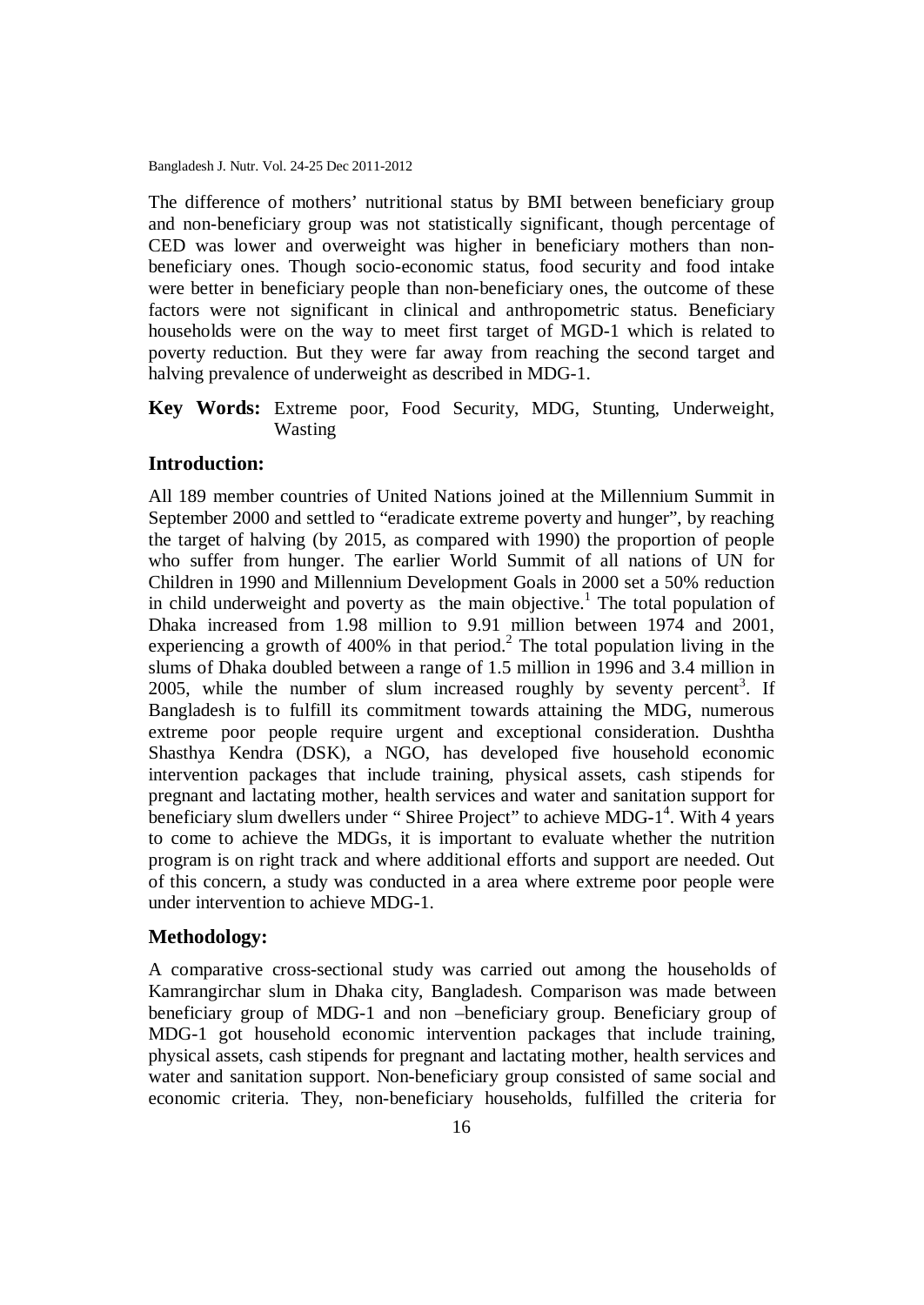The difference of mothers' nutritional status by BMI between beneficiary group and non-beneficiary group was not statistically significant, though percentage of CED was lower and overweight was higher in beneficiary mothers than non-beneficiary ones. Though socio-economic status, food security and food intake were better in beneficiary people than non-beneficiary ones, the outcome of these factors were not significant in clinical and anthropometric status. Beneficiary households were on the way to meet first target of MGD-1 which is related to poverty reduction. But they were far away from reaching the second target and halving prevalence of underweight as described in MDG-1.

**Key Words:** Extreme poor, Food Security, MDG, Stunting, Underweight, Wasting

## Introduction:

All 189 member countries of United Nations joined at the Millennium Summit in September 2000 and settled to "eradicate extreme poverty and hunger", by reaching the target of halving (by 2015, as compared with 1990) the proportion of people who suffer from hunger. The earlier World Summit of all nations of UN for Children in 1990 and Millennium Development Goals in 2000 set a 50% reduction in child underweight and poverty as the main objective.[1] The total population of Dhaka increased from 1.98 million to 9.91 million between 1974 and 2001, experiencing a growth of 400% in that period.[2] The total population living in the slums of Dhaka doubled between a range of 1.5 million in 1996 and 3.4 million in 2005, while the number of slum increased roughly by seventy percent[3]. If Bangladesh is to fulfill its commitment towards attaining the MDG, numerous extreme poor people require urgent and exceptional consideration. Dushtha Shasthya Kendra (DSK), a NGO, has developed five household economic intervention packages that include training, physical assets, cash stipends for pregnant and lactating mother, health services and water and sanitation support for beneficiary slum dwellers under " Shiree Project" to achieve MDG-1[4]. With 4 years to come to achieve the MDGs, it is important to evaluate whether the nutrition program is on right track and where additional efforts and support are needed. Out of this concern, a study was conducted in a area where extreme poor people were under intervention to achieve MDG-1.

## Methodology:

A comparative cross-sectional study was carried out among the households of Kamrangirchar slum in Dhaka city, Bangladesh. Comparison was made between beneficiary group of MDG-1 and non –beneficiary group. Beneficiary group of MDG-1 got household economic intervention packages that include training, physical assets, cash stipends for pregnant and lactating mother, health services and water and sanitation support. Non-beneficiary group consisted of same social and economic criteria. They, non-beneficiary households, fulfilled the criteria for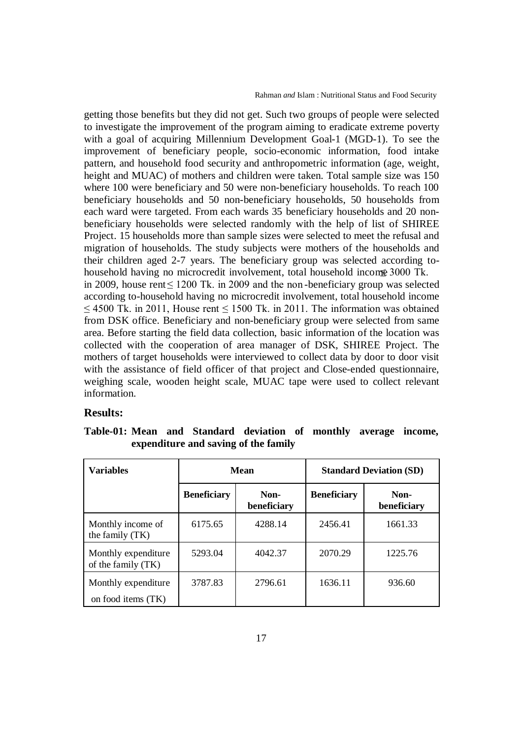getting those benefits but they did not get. Such two groups of people were selected to investigate the improvement of the program aiming to eradicate extreme poverty with a goal of acquiring Millennium Development Goal-1 (MGD-1). To see the improvement of beneficiary people, socio-economic information, food intake pattern, and household food security and anthropometric information (age, weight, height and MUAC) of mothers and children were taken. Total sample size was 150 where 100 were beneficiary and 50 were non-beneficiary households. To reach 100 beneficiary households and 50 non-beneficiary households, 50 households from each ward were targeted. From each wards 35 beneficiary households and 20 non-beneficiary households were selected randomly with the help of list of SHIREE Project. 15 households more than sample sizes were selected to meet the refusal and migration of households. The study subjects were mothers of the households and their children aged 2-7 years. The beneficiary group was selected according to-household having no microcredit involvement, total household income ≤ 3000 Tk. in 2009, house rent ≤ 1200 Tk. in 2009 and the non-beneficiary group was selected according to-household having no microcredit involvement, total household income ≤ 4500 Tk. in 2011, House rent ≤ 1500 Tk. in 2011. The information was obtained from DSK office. Beneficiary and non-beneficiary group were selected from same area. Before starting the field data collection, basic information of the location was collected with the cooperation of area manager of DSK, SHIREE Project. The mothers of target households were interviewed to collect data by door to door visit with the assistance of field officer of that project and Close-ended questionnaire, weighing scale, wooden height scale, MUAC tape were used to collect relevant information.

## Results:

**Table-01: Mean and Standard deviation of monthly average income, expenditure and saving of the family**

| Variables | Mean | | Standard Deviation (SD) | |
|---|---|---|---|---|
| | Beneficiary | Non-beneficiary | Beneficiary | Non-beneficiary |
| Monthly income of the family (TK) | 6175.65 | 4288.14 | 2456.41 | 1661.33 |
| Monthly expenditure of the family (TK) | 5293.04 | 4042.37 | 2070.29 | 1225.76 |
| Monthly expenditure on food items (TK) | 3787.83 | 2796.61 | 1636.11 | 936.60 |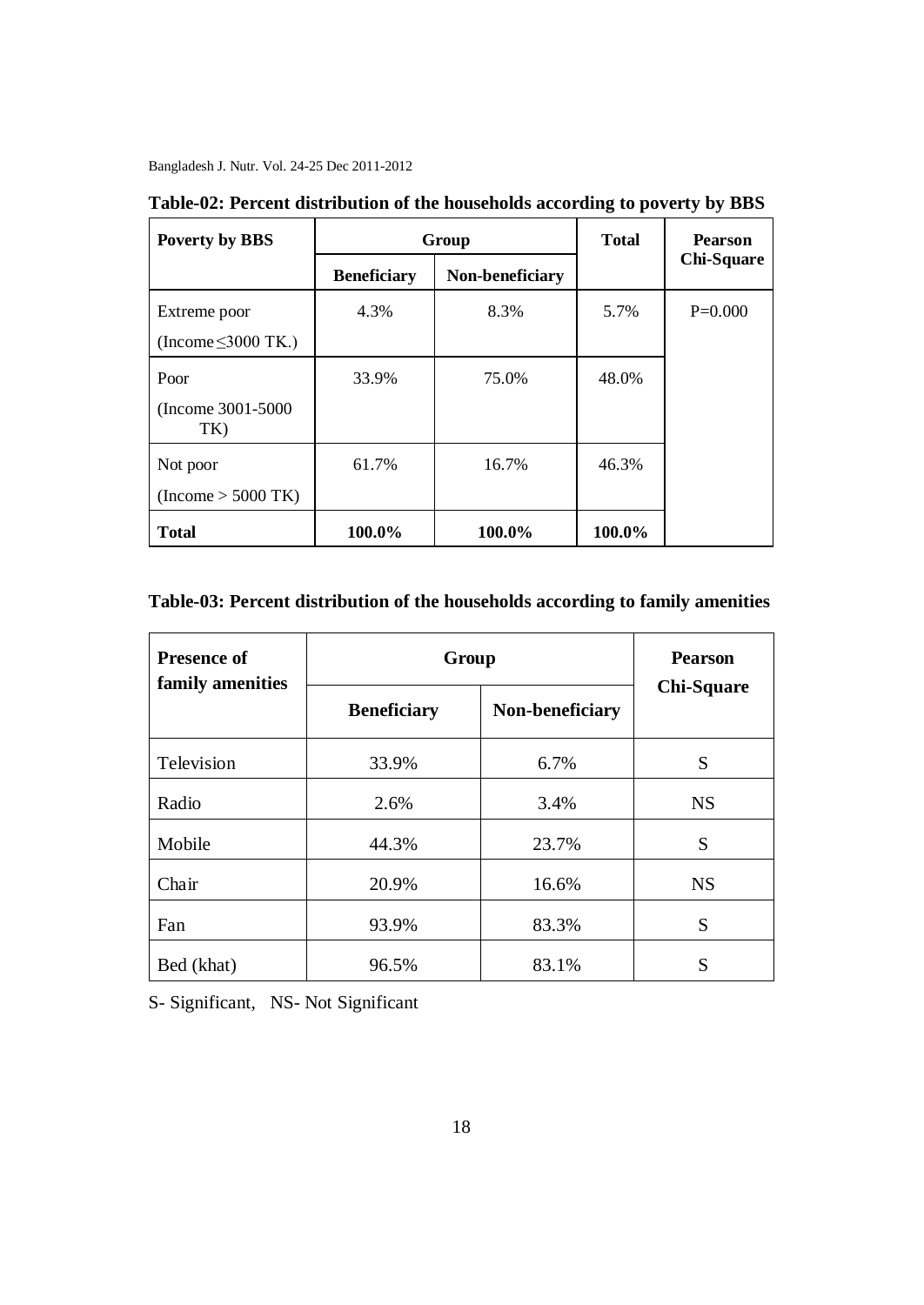**Table-02: Percent distribution of the households according to poverty by BBS**

| Poverty by BBS | Group | | Total | Pearson Chi-Square |
|---|---|---|---|---|
| | Beneficiary | Non-beneficiary | | |
| Extreme poor (Income ≤3000 TK.) | 4.3% | 8.3% | 5.7% | P=0.000 |
| Poor (Income 3001-5000 TK) | 33.9% | 75.0% | 48.0% | |
| Not poor (Income > 5000 TK) | 61.7% | 16.7% | 46.3% | |
| **Total** | **100.0%** | **100.0%** | **100.0%** | |

**Table-03: Percent distribution of the households according to family amenities**

| Presence of family amenities | Group | | Pearson Chi-Square |
|---|---|---|---|
| | Beneficiary | Non-beneficiary | |
| Television | 33.9% | 6.7% | S |
| Radio | 2.6% | 3.4% | NS |
| Mobile | 44.3% | 23.7% | S |
| Chair | 20.9% | 16.6% | NS |
| Fan | 93.9% | 83.3% | S |
| Bed (khat) | 96.5% | 83.1% | S |

S- Significant, NS- Not Significant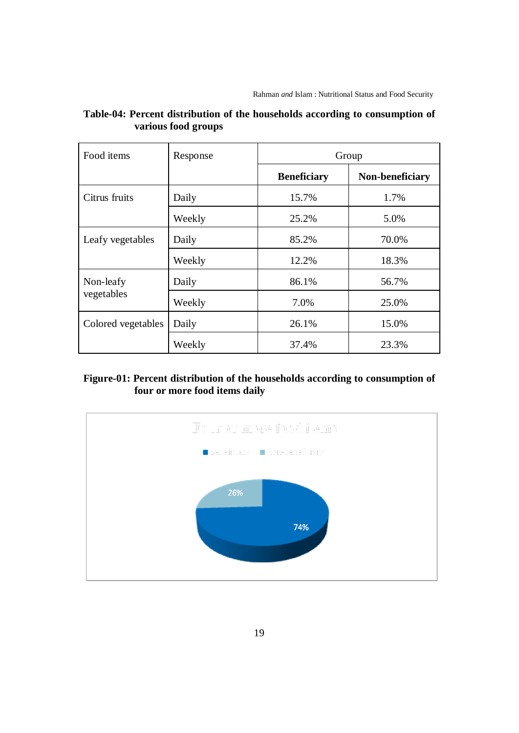**Table-04: Percent distribution of the households according to consumption of various food groups**

| Food items | Response | Group | |
|---|---|---|---|
| | | **Beneficiary** | **Non-beneficiary** |
| Citrus fruits | Daily | 15.7% | 1.7% |
| | Weekly | 25.2% | 5.0% |
| Leafy vegetables | Daily | 85.2% | 70.0% |
| | Weekly | 12.2% | 18.3% |
| Non-leafy vegetables | Daily | 86.1% | 56.7% |
| | Weekly | 7.0% | 25.0% |
| Colored vegetables | Daily | 26.1% | 15.0% |
| | Weekly | 37.4% | 23.3% |

**Figure-01: Percent distribution of the households according to consumption of four or more food items daily**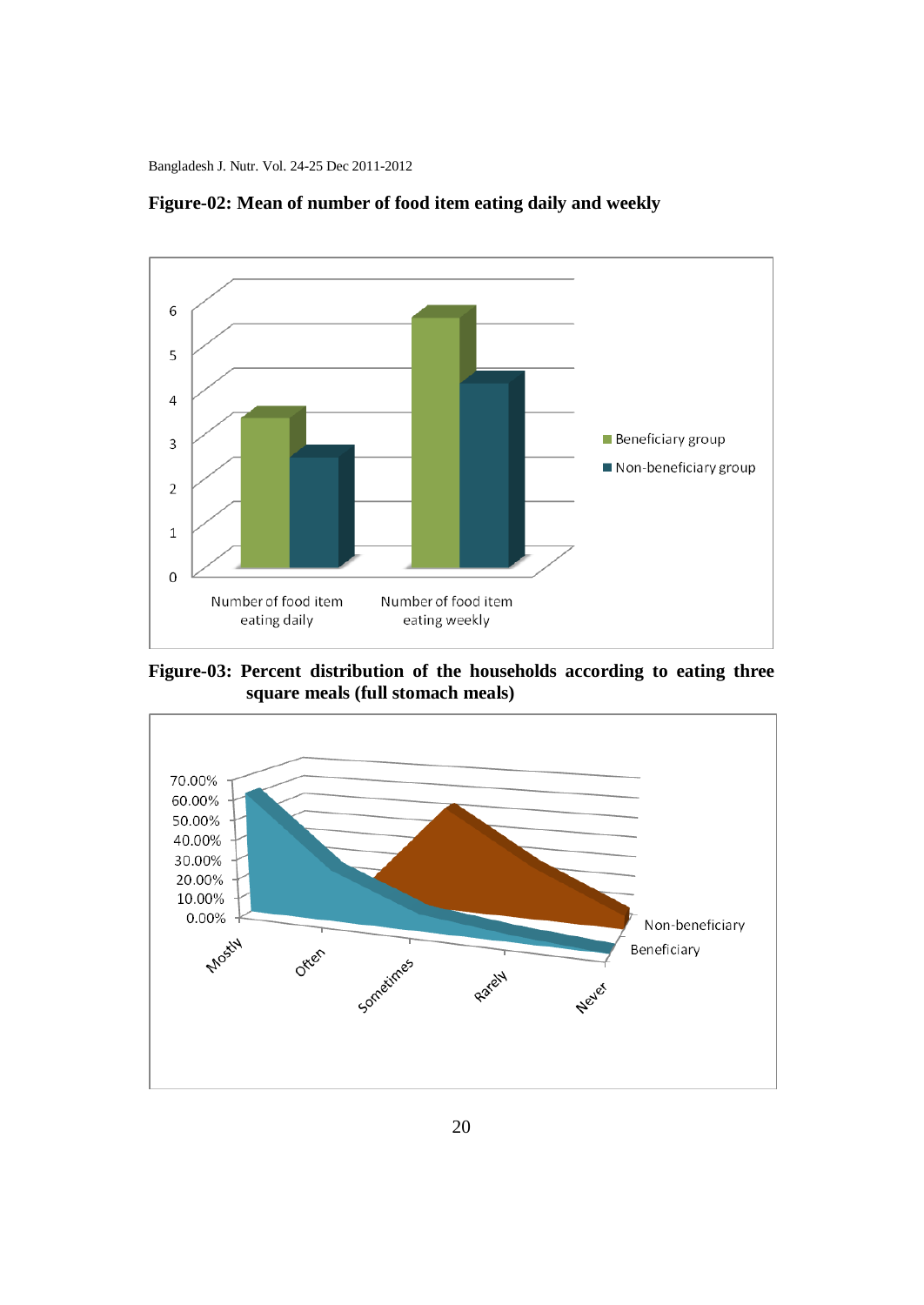**Figure-02: Mean of number of food item eating daily and weekly**

**Figure-03: Percent distribution of the households according to eating three square meals (full stomach meals)**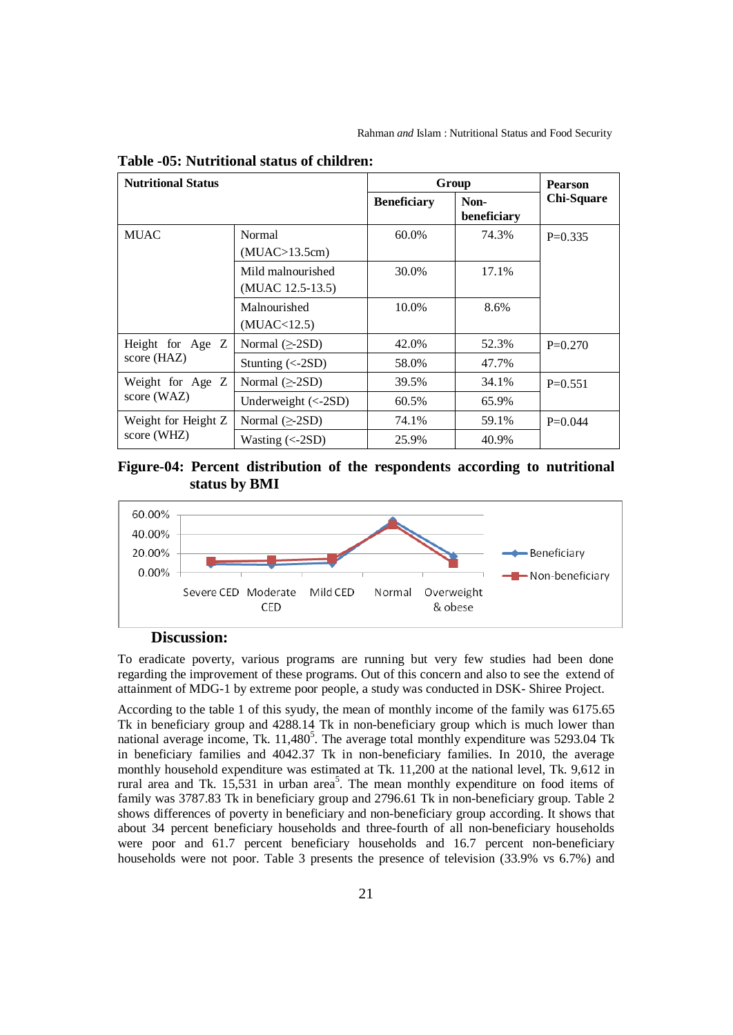**Table -05: Nutritional status of children:**

| Nutritional Status | | Group | | Pearson Chi-Square |
|---|---|---|---|---|
| | | Beneficiary | Non-beneficiary | |
| MUAC | Normal (MUAC>13.5cm) | 60.0% | 74.3% | P=0.335 |
| | Mild malnourished (MUAC 12.5-13.5) | 30.0% | 17.1% | |
| | Malnourished (MUAC<12.5) | 10.0% | 8.6% | |
| Height for Age Z score (HAZ) | Normal (≥-2SD) | 42.0% | 52.3% | P=0.270 |
| | Stunting (<-2SD) | 58.0% | 47.7% | |
| Weight for Age Z score (WAZ) | Normal (≥-2SD) | 39.5% | 34.1% | P=0.551 |
| | Underweight (<-2SD) | 60.5% | 65.9% | |
| Weight for Height Z score (WHZ) | Normal (≥-2SD) | 74.1% | 59.1% | P=0.044 |
| | Wasting (<-2SD) | 25.9% | 40.9% | |

**Figure-04: Percent distribution of the respondents according to nutritional status by BMI**

## Discussion:

To eradicate poverty, various programs are running but very few studies had been done regarding the improvement of these programs. Out of this concern and also to see the extend of attainment of MDG-1 by extreme poor people, a study was conducted in DSK- Shiree Project.

According to the table 1 of this syudy, the mean of monthly income of the family was 6175.65 Tk in beneficiary group and 4288.14 Tk in non-beneficiary group which is much lower than national average income, Tk. 11,480[5]. The average total monthly expenditure was 5293.04 Tk in beneficiary families and 4042.37 Tk in non-beneficiary families. In 2010, the average monthly household expenditure was estimated at Tk. 11,200 at the national level, Tk. 9,612 in rural area and Tk. 15,531 in urban area[5]. The mean monthly expenditure on food items of family was 3787.83 Tk in beneficiary group and 2796.61 Tk in non-beneficiary group. Table 2 shows differences of poverty in beneficiary and non-beneficiary group according. It shows that about 34 percent beneficiary households and three-fourth of all non-beneficiary households were poor and 61.7 percent beneficiary households and 16.7 percent non-beneficiary households were not poor. Table 3 presents the presence of television (33.9% vs 6.7%) and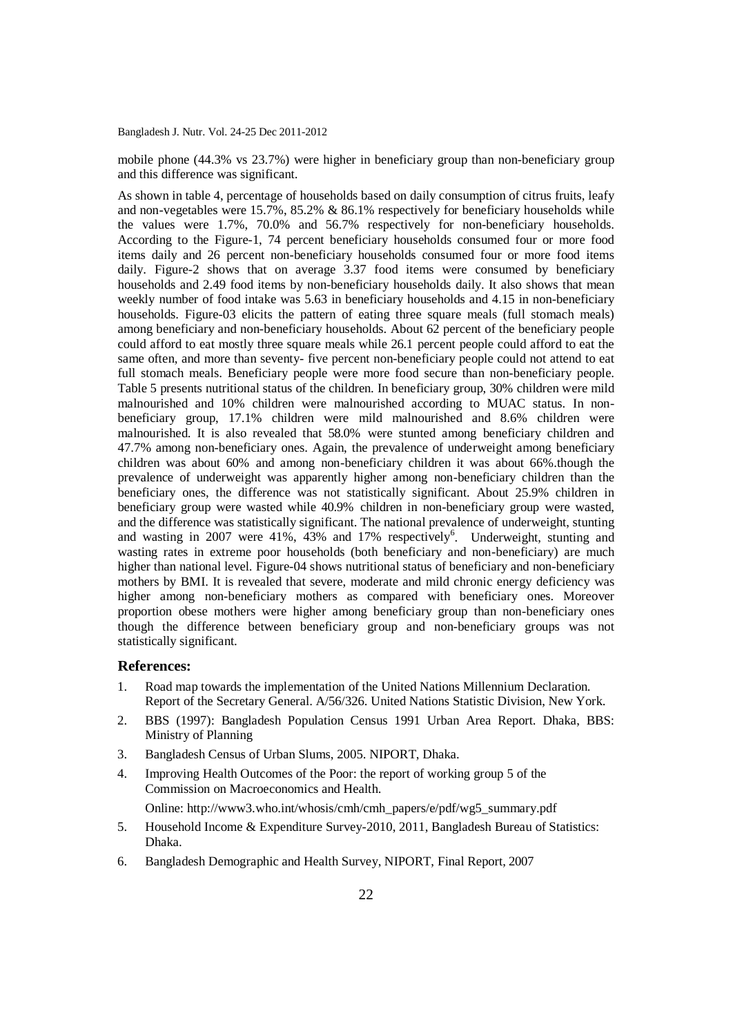mobile phone (44.3% vs 23.7%) were higher in beneficiary group than non-beneficiary group and this difference was significant.

As shown in table 4, percentage of households based on daily consumption of citrus fruits, leafy and non-vegetables were 15.7%, 85.2% & 86.1% respectively for beneficiary households while the values were 1.7%, 70.0% and 56.7% respectively for non-beneficiary households. According to the Figure-1, 74 percent beneficiary households consumed four or more food items daily and 26 percent non-beneficiary households consumed four or more food items daily. Figure-2 shows that on average 3.37 food items were consumed by beneficiary households and 2.49 food items by non-beneficiary households daily. It also shows that mean weekly number of food intake was 5.63 in beneficiary households and 4.15 in non-beneficiary households. Figure-03 elicits the pattern of eating three square meals (full stomach meals) among beneficiary and non-beneficiary households. About 62 percent of the beneficiary people could afford to eat mostly three square meals while 26.1 percent people could afford to eat the same often, and more than seventy- five percent non-beneficiary people could not attend to eat full stomach meals. Beneficiary people were more food secure than non-beneficiary people. Table 5 presents nutritional status of the children. In beneficiary group, 30% children were mild malnourished and 10% children were malnourished according to MUAC status. In non-beneficiary group, 17.1% children were mild malnourished and 8.6% children were malnourished. It is also revealed that 58.0% were stunted among beneficiary children and 47.7% among non-beneficiary ones. Again, the prevalence of underweight among beneficiary children was about 60% and among non-beneficiary children it was about 66%.though the prevalence of underweight was apparently higher among non-beneficiary children than the beneficiary ones, the difference was not statistically significant. About 25.9% children in beneficiary group were wasted while 40.9% children in non-beneficiary group were wasted, and the difference was statistically significant. The national prevalence of underweight, stunting and wasting in 2007 were 41%, 43% and 17% respectively[6]. Underweight, stunting and wasting rates in extreme poor households (both beneficiary and non-beneficiary) are much higher than national level. Figure-04 shows nutritional status of beneficiary and non-beneficiary mothers by BMI. It is revealed that severe, moderate and mild chronic energy deficiency was higher among non-beneficiary mothers as compared with beneficiary ones. Moreover proportion obese mothers were higher among beneficiary group than non-beneficiary ones though the difference between beneficiary group and non-beneficiary groups was not statistically significant.

## References:

1. Road map towards the implementation of the United Nations Millennium Declaration. Report of the Secretary General. A/56/326. United Nations Statistic Division, New York.
2. BBS (1997): Bangladesh Population Census 1991 Urban Area Report. Dhaka, BBS: Ministry of Planning
3. Bangladesh Census of Urban Slums, 2005. NIPORT, Dhaka.
4. Improving Health Outcomes of the Poor: the report of working group 5 of the Commission on Macroeconomics and Health.

   Online: http://www3.who.int/whosis/cmh/cmh_papers/e/pdf/wg5_summary.pdf
5. Household Income & Expenditure Survey-2010, 2011, Bangladesh Bureau of Statistics: Dhaka.
6. Bangladesh Demographic and Health Survey, NIPORT, Final Report, 2007